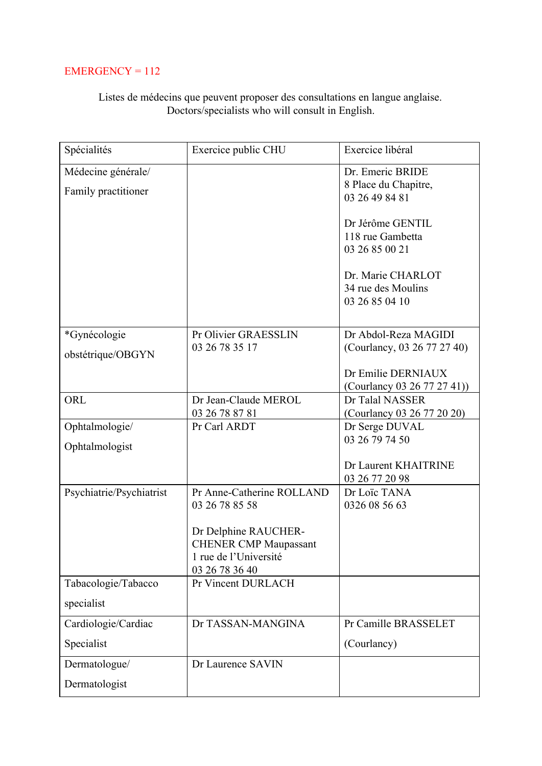EMERGENCY = 112

Listes de médecins que peuvent proposer des consultations en langue anglaise.
Doctors/specialists who will consult in English.

| Spécialités | Exercice public CHU | Exercice libéral |
|---|---|---|
| Médecine générale/ Family practitioner | | Dr. Emeric BRIDE 8 Place du Chapitre, 03 26 49 84 81<br><br>Dr Jérôme GENTIL 118 rue Gambetta 03 26 85 00 21<br><br>Dr. Marie CHARLOT 34 rue des Moulins 03 26 85 04 10 |
| *Gynécologie obstétrique/OBGYN | Pr Olivier GRAESSLIN 03 26 78 35 17 | Dr Abdol-Reza MAGIDI (Courlancy, 03 26 77 27 40)<br><br>Dr Emilie DERNIAUX (Courlancy 03 26 77 27 41)) |
| ORL | Dr Jean-Claude MEROL 03 26 78 87 81 | Dr Talal NASSER (Courlancy 03 26 77 20 20) |
| Ophtalmologie/ Ophtalmologist | Pr Carl ARDT | Dr Serge DUVAL 03 26 79 74 50<br><br>Dr Laurent KHAITRINE 03 26 77 20 98 |
| Psychiatrie/Psychiatrist | Pr Anne-Catherine ROLLAND 03 26 78 85 58<br><br>Dr Delphine RAUCHER-CHENER CMP Maupassant 1 rue de l'Université 03 26 78 36 40 | Dr Loïc TANA 0326 08 56 63 |
| Tabacologie/Tabacco specialist | Pr Vincent DURLACH | |
| Cardiologie/Cardiac Specialist | Dr TASSAN-MANGINA | Pr Camille BRASSELET (Courlancy) |
| Dermatologue/ Dermatologist | Dr Laurence SAVIN | |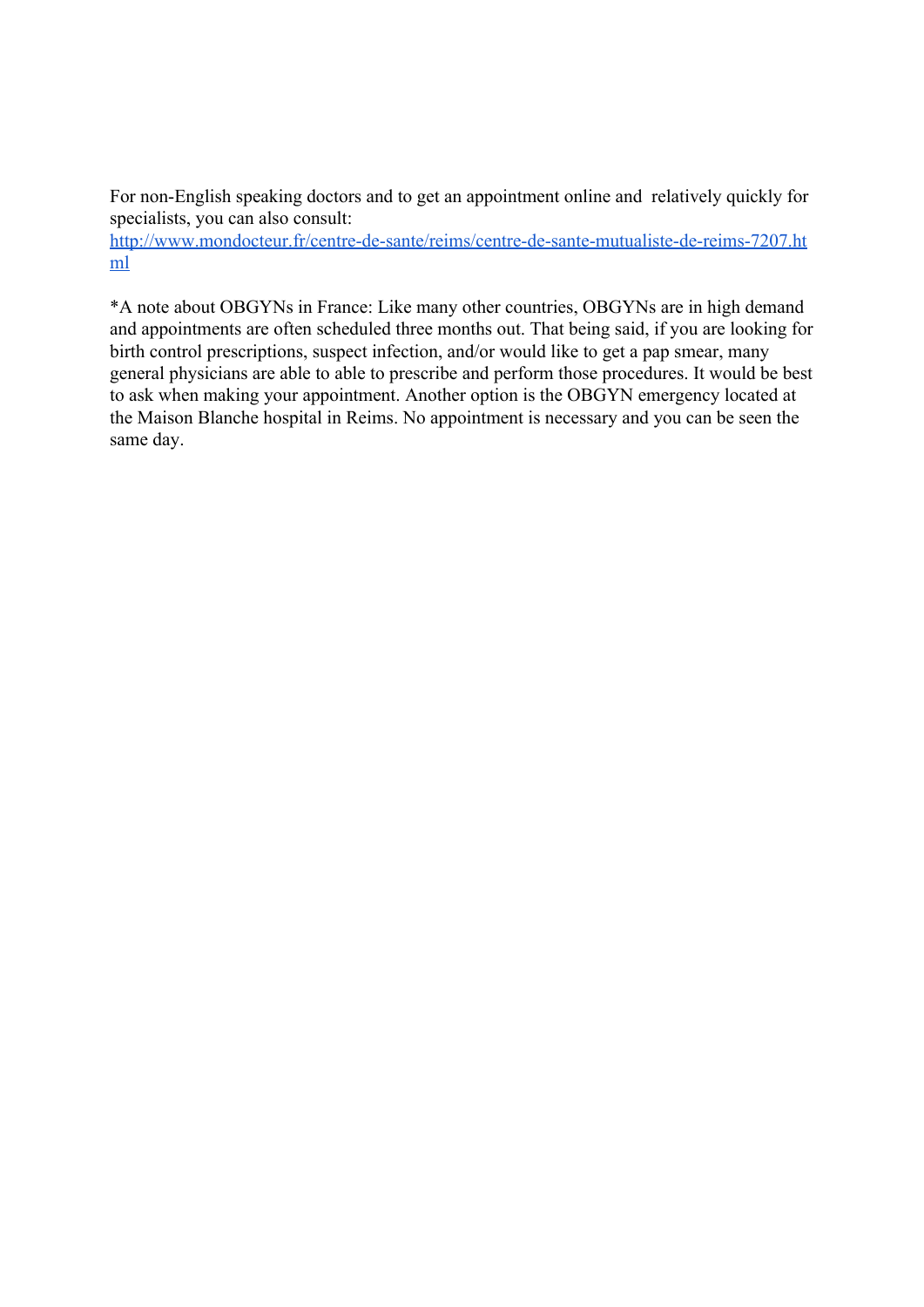For non-English speaking doctors and to get an appointment online and  relatively quickly for specialists, you can also consult:
[http://www.mondocteur.fr/centre-de-sante/reims/centre-de-sante-mutualiste-de-reims-7207.html](http://www.mondocteur.fr/centre-de-sante/reims/centre-de-sante-mutualiste-de-reims-7207.html)

*A note about OBGYNs in France: Like many other countries, OBGYNs are in high demand and appointments are often scheduled three months out. That being said, if you are looking for birth control prescriptions, suspect infection, and/or would like to get a pap smear, many general physicians are able to able to prescribe and perform those procedures. It would be best to ask when making your appointment. Another option is the OBGYN emergency located at the Maison Blanche hospital in Reims. No appointment is necessary and you can be seen the same day.